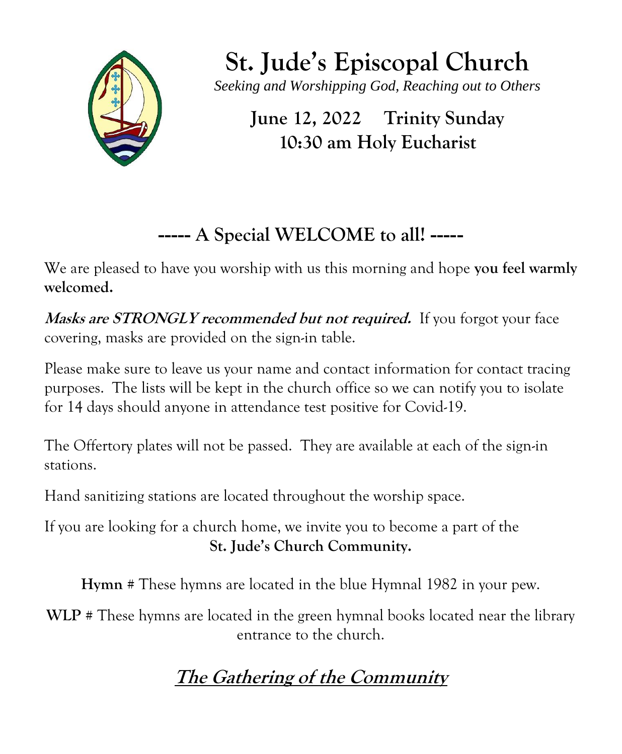# St. Jude's Episcopal Church

*Seeking and Worshipping God, Reaching out to Others*

**June 12, 2022 Trinity Sunday**
**10:30 am Holy Eucharist**

## ----- A Special WELCOME to all! -----

We are pleased to have you worship with us this morning and hope **you feel warmly welcomed.**

***Masks are STRONGLY recommended but not required.*** If you forgot your face covering, masks are provided on the sign-in table.

Please make sure to leave us your name and contact information for contact tracing purposes. The lists will be kept in the church office so we can notify you to isolate for 14 days should anyone in attendance test positive for Covid-19.

The Offertory plates will not be passed. They are available at each of the sign-in stations.

Hand sanitizing stations are located throughout the worship space.

If you are looking for a church home, we invite you to become a part of the **St. Jude's Church Community.**

**Hymn** # These hymns are located in the blue Hymnal 1982 in your pew.

**WLP** # These hymns are located in the green hymnal books located near the library entrance to the church.

## ***The Gathering of the Community***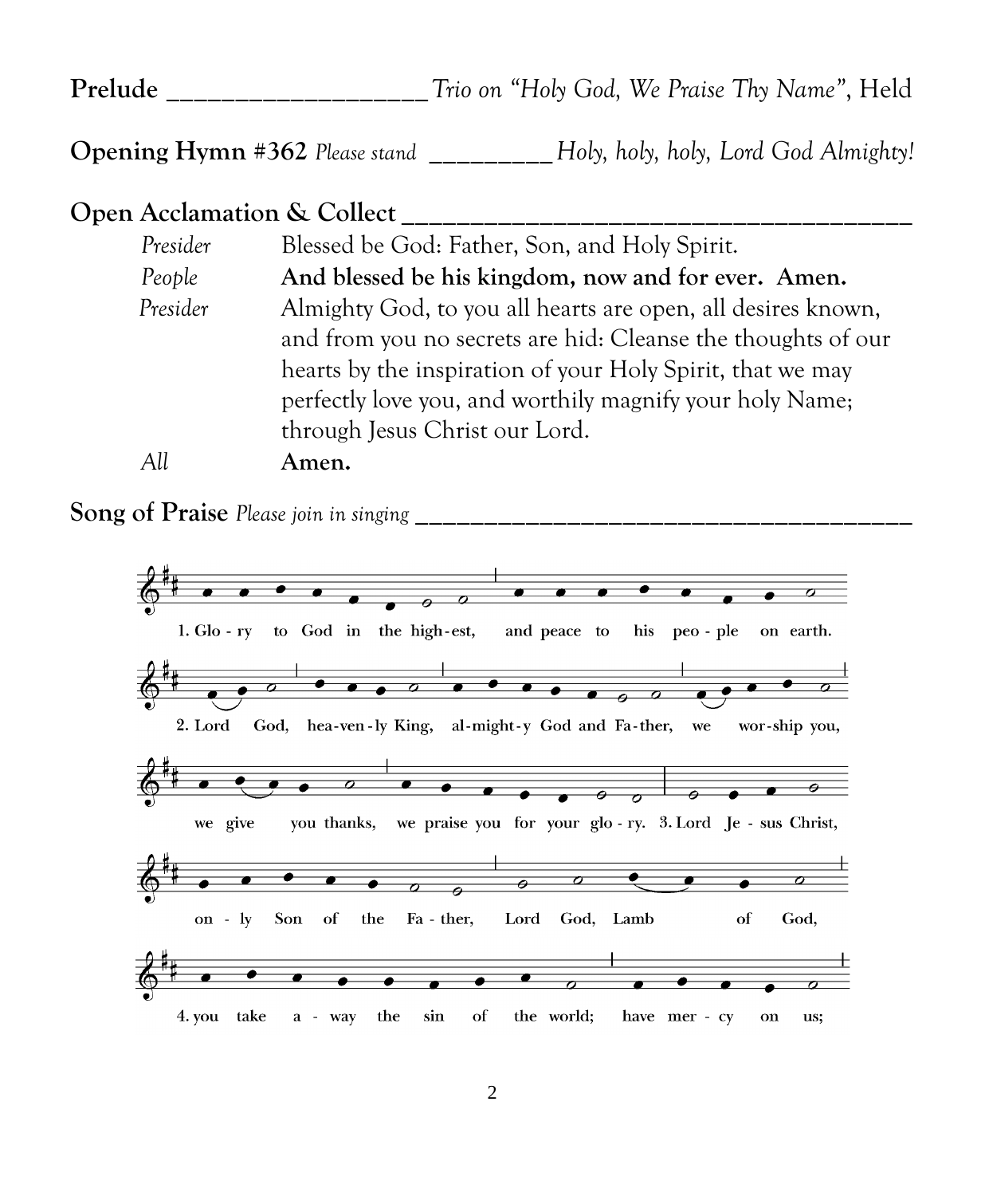**Prelude** ___________________ *Trio on "Holy God, We Praise Thy Name"*, Held

**Opening Hymn #362** *Please stand* _________ *Holy, holy, holy, Lord God Almighty!*

**Open Acclamation & Collect** ______________________________________

| | |
|---|---|
| *Presider* | Blessed be God: Father, Son, and Holy Spirit. |
| *People* | **And blessed be his kingdom, now and for ever. Amen.** |
| *Presider* | Almighty God, to you all hearts are open, all desires known, and from you no secrets are hid: Cleanse the thoughts of our hearts by the inspiration of your Holy Spirit, that we may perfectly love you, and worthily magnify your holy Name; through Jesus Christ our Lord. |
| *All* | **Amen.** |

**Song of Praise** *Please join in singing* ____________________________________

1. Glo - ry to God in the high-est, and peace to his peo - ple on earth.

2. Lord God, hea-ven-ly King, al-might-y God and Fa-ther, we wor-ship you, we give you thanks, we praise you for your glo - ry.

3. Lord Je - sus Christ, on - ly Son of the Fa - ther, Lord God, Lamb of God,

4. you take a - way the sin of the world; have mer - cy on us;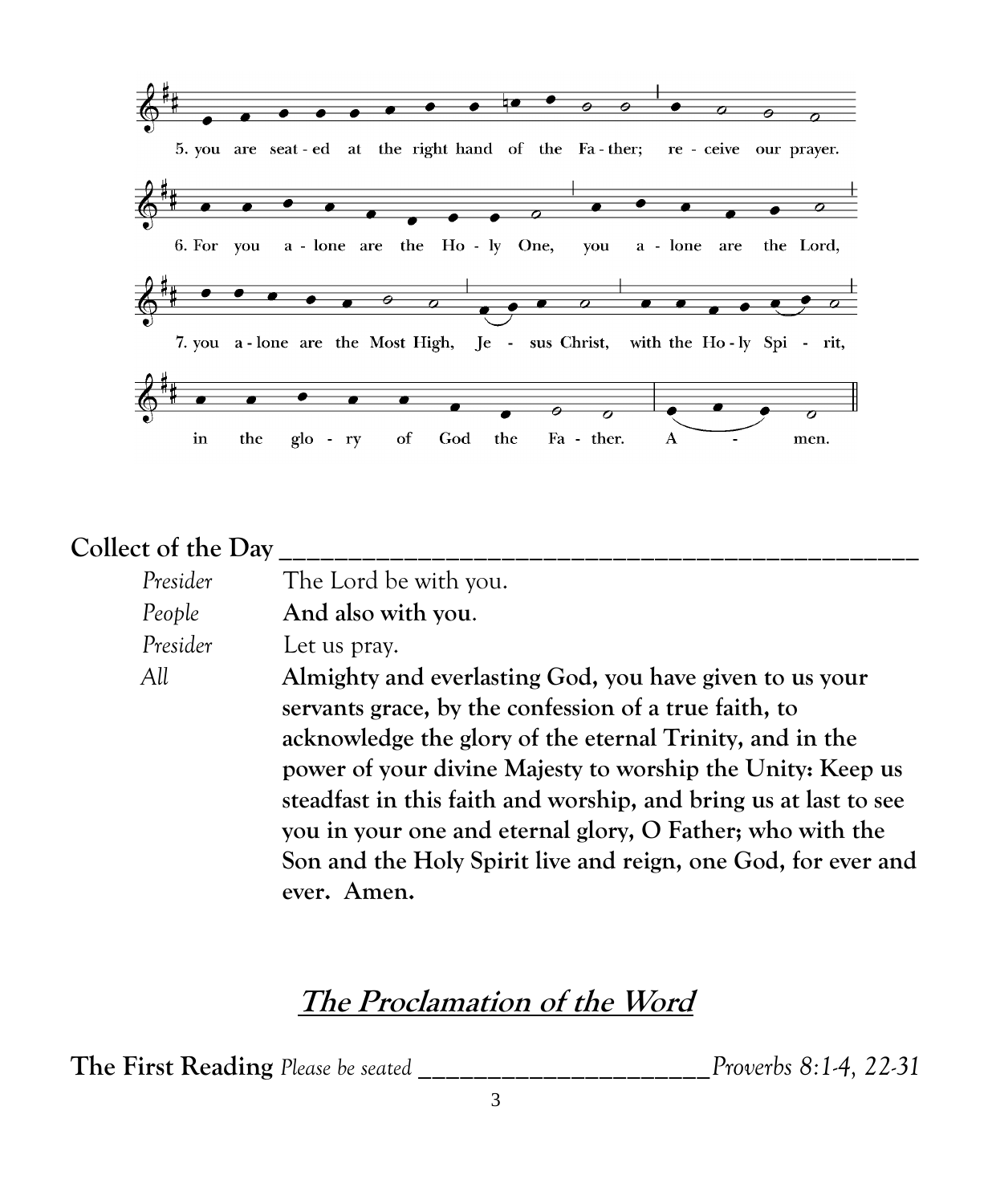5. you are seat - ed at the right hand of the Fa - ther; re - ceive our prayer.

6. For you a - lone are the Ho - ly One, you a - lone are the Lord,

7. you a - lone are the Most High, Je - sus Christ, with the Ho - ly Spi - rit,

in the glo - ry of God the Fa - ther. A - men.

**Collect of the Day**

*Presider* The Lord be with you.
*People* **And also with you.**
*Presider* Let us pray.
*All* **Almighty and everlasting God, you have given to us your servants grace, by the confession of a true faith, to acknowledge the glory of the eternal Trinity, and in the power of your divine Majesty to worship the Unity: Keep us steadfast in this faith and worship, and bring us at last to see you in your one and eternal glory, O Father; who with the Son and the Holy Spirit live and reign, one God, for ever and ever. Amen.**

## The Proclamation of the Word

**The First Reading** *Please be seated* *Proverbs 8:1-4, 22-31*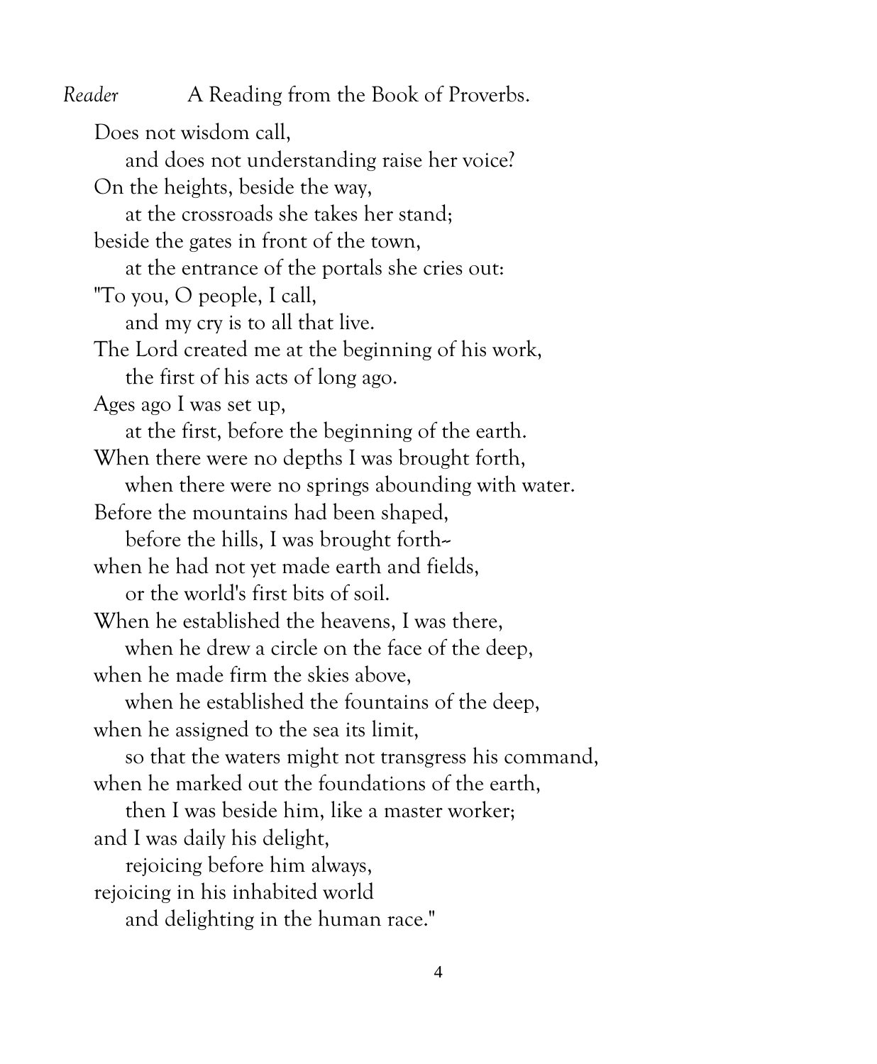*Reader* A Reading from the Book of Proverbs.

Does not wisdom call,  
  and does not understanding raise her voice?  
On the heights, beside the way,  
  at the crossroads she takes her stand;  
beside the gates in front of the town,  
  at the entrance of the portals she cries out:  
"To you, O people, I call,  
  and my cry is to all that live.  
The Lord created me at the beginning of his work,  
  the first of his acts of long ago.  
Ages ago I was set up,  
  at the first, before the beginning of the earth.  
When there were no depths I was brought forth,  
  when there were no springs abounding with water.  
Before the mountains had been shaped,  
  before the hills, I was brought forth--  
when he had not yet made earth and fields,  
  or the world's first bits of soil.  
When he established the heavens, I was there,  
  when he drew a circle on the face of the deep,  
when he made firm the skies above,  
  when he established the fountains of the deep,  
when he assigned to the sea its limit,  
  so that the waters might not transgress his command,  
when he marked out the foundations of the earth,  
  then I was beside him, like a master worker;  
and I was daily his delight,  
  rejoicing before him always,  
rejoicing in his inhabited world  
  and delighting in the human race."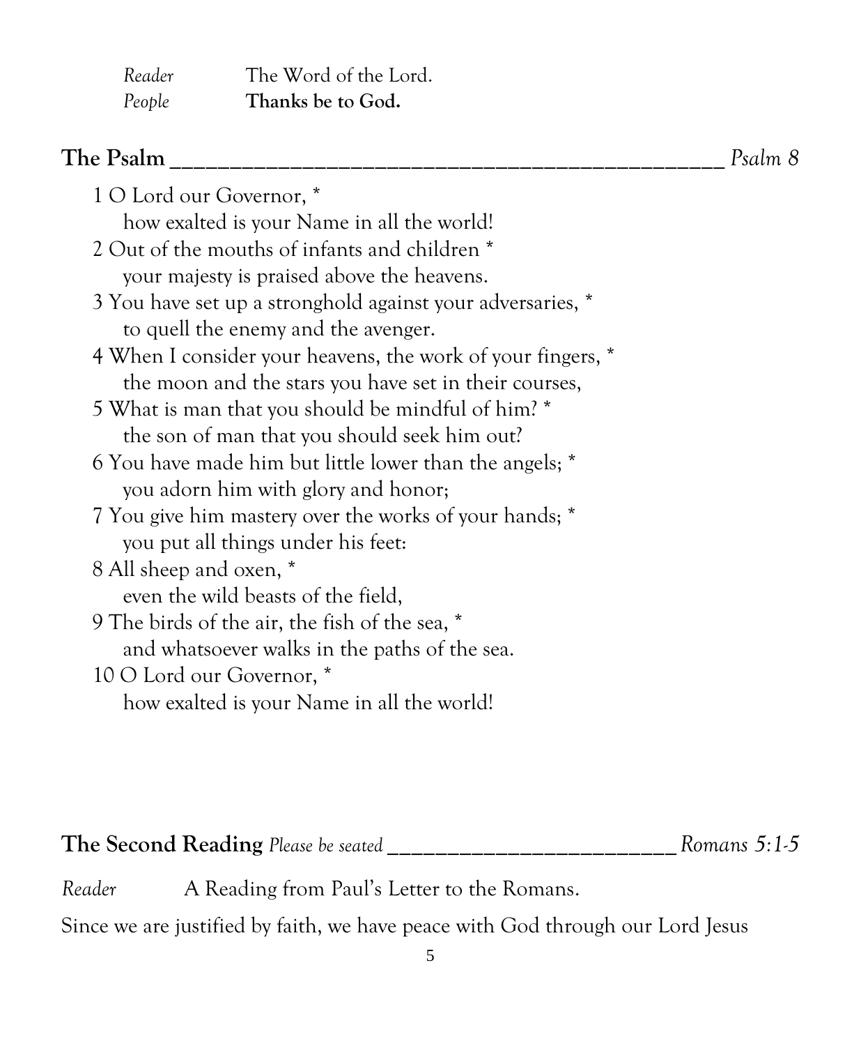*Reader* The Word of the Lord.
*People* **Thanks be to God.**

## The Psalm ____________________________________________ *Psalm 8*

1 O Lord our Governor, *
how exalted is your Name in all the world!
2 Out of the mouths of infants and children *
your majesty is praised above the heavens.
3 You have set up a stronghold against your adversaries, *
to quell the enemy and the avenger.
4 When I consider your heavens, the work of your fingers, *
the moon and the stars you have set in their courses,
5 What is man that you should be mindful of him? *
the son of man that you should seek him out?
6 You have made him but little lower than the angels; *
you adorn him with glory and honor;
7 You give him mastery over the works of your hands; *
you put all things under his feet:
8 All sheep and oxen, *
even the wild beasts of the field,
9 The birds of the air, the fish of the sea, *
and whatsoever walks in the paths of the sea.
10 O Lord our Governor, *
how exalted is your Name in all the world!

## The Second Reading *Please be seated* _________________________ *Romans 5:1-5*

*Reader* A Reading from Paul's Letter to the Romans.

Since we are justified by faith, we have peace with God through our Lord Jesus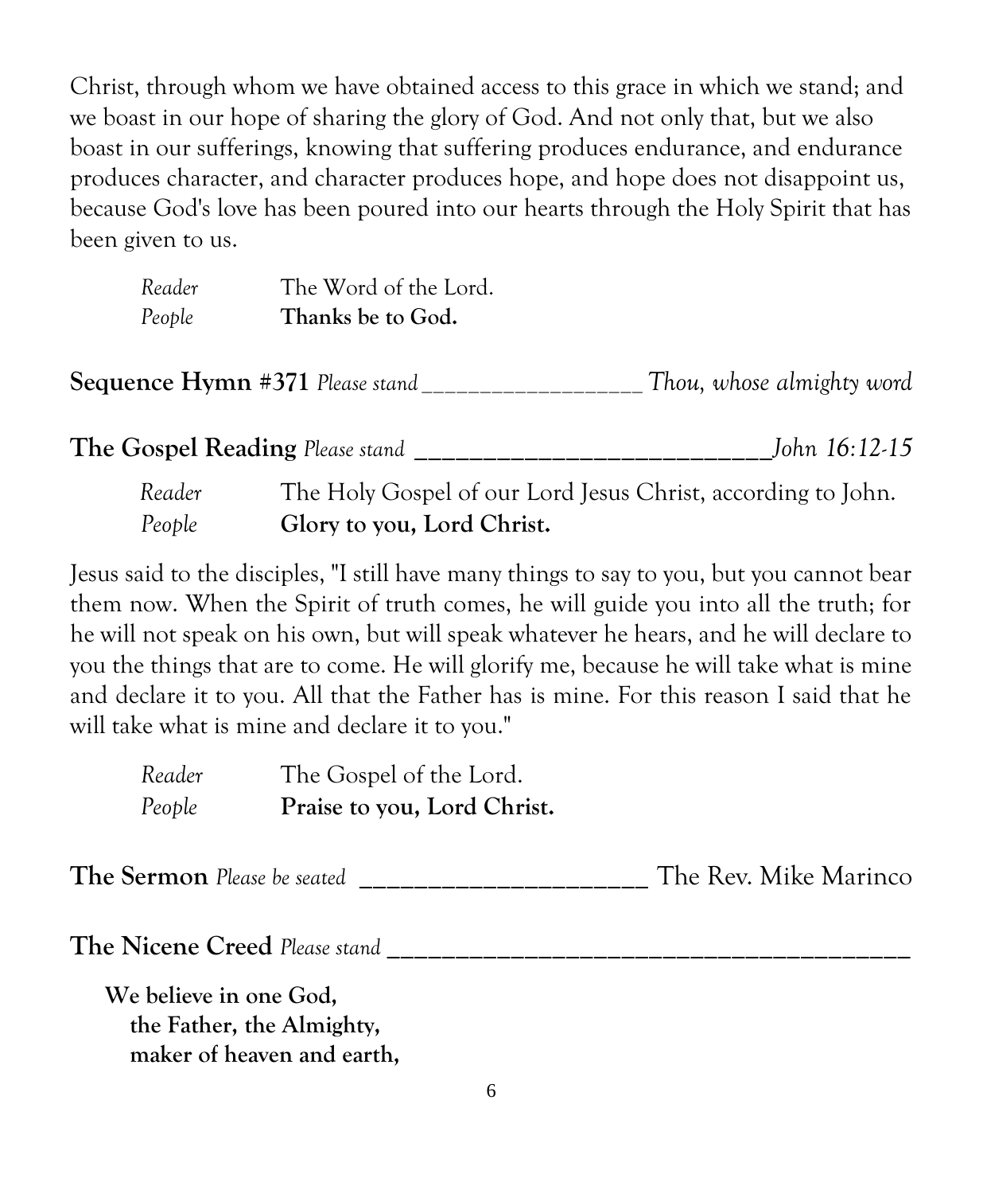Christ, through whom we have obtained access to this grace in which we stand; and we boast in our hope of sharing the glory of God. And not only that, but we also boast in our sufferings, knowing that suffering produces endurance, and endurance produces character, and character produces hope, and hope does not disappoint us, because God's love has been poured into our hearts through the Holy Spirit that has been given to us.

*Reader* The Word of the Lord.
*People* **Thanks be to God.**

**Sequence Hymn #371** *Please stand* __________________ *Thou, whose almighty word*

**The Gospel Reading** *Please stand* __________________________ *John 16:12-15*

*Reader* The Holy Gospel of our Lord Jesus Christ, according to John.
*People* **Glory to you, Lord Christ.**

Jesus said to the disciples, "I still have many things to say to you, but you cannot bear them now. When the Spirit of truth comes, he will guide you into all the truth; for he will not speak on his own, but will speak whatever he hears, and he will declare to you the things that are to come. He will glorify me, because he will take what is mine and declare it to you. All that the Father has is mine. For this reason I said that he will take what is mine and declare it to you."

*Reader* The Gospel of the Lord.
*People* **Praise to you, Lord Christ.**

**The Sermon** *Please be seated* ______________________ The Rev. Mike Marinco

**The Nicene Creed** *Please stand* ________________________________________

**We believe in one God,**
**the Father, the Almighty,**
**maker of heaven and earth,**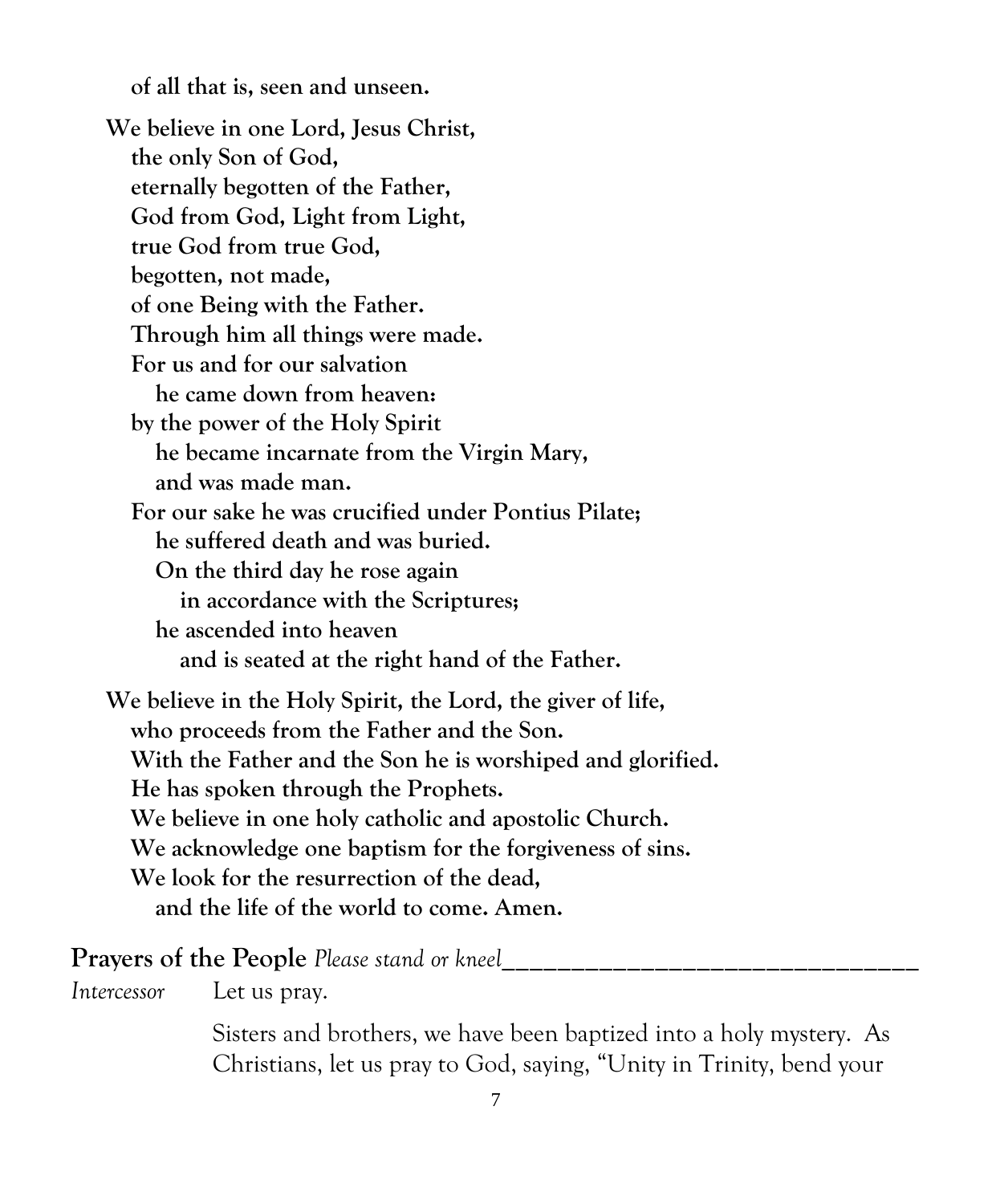**of all that is, seen and unseen.**

**We believe in one Lord, Jesus Christ,**
**the only Son of God,**
**eternally begotten of the Father,**
**God from God, Light from Light,**
**true God from true God,**
**begotten, not made,**
**of one Being with the Father.**
**Through him all things were made.**
**For us and for our salvation**
**he came down from heaven:**
**by the power of the Holy Spirit**
**he became incarnate from the Virgin Mary,**
**and was made man.**
**For our sake he was crucified under Pontius Pilate;**
**he suffered death and was buried.**
**On the third day he rose again**
**in accordance with the Scriptures;**
**he ascended into heaven**
**and is seated at the right hand of the Father.**

**We believe in the Holy Spirit, the Lord, the giver of life,**
**who proceeds from the Father and the Son.**
**With the Father and the Son he is worshiped and glorified.**
**He has spoken through the Prophets.**
**We believe in one holy catholic and apostolic Church.**
**We acknowledge one baptism for the forgiveness of sins.**
**We look for the resurrection of the dead,**
**and the life of the world to come. Amen.**

## Prayers of the People *Please stand or kneel*

*Intercessor* Let us pray.

Sisters and brothers, we have been baptized into a holy mystery. As Christians, let us pray to God, saying, "Unity in Trinity, bend your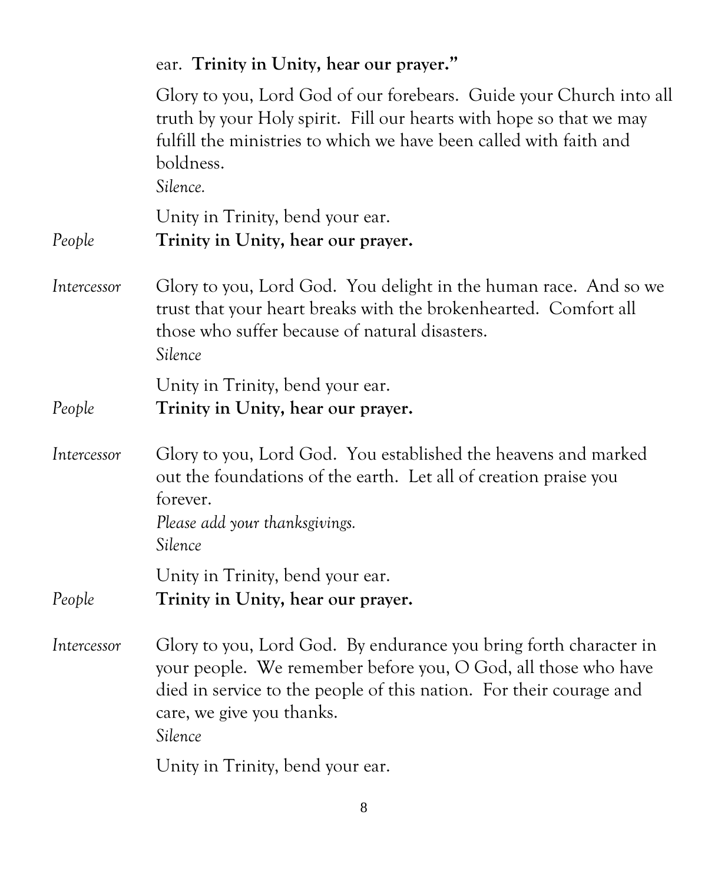ear. **Trinity in Unity, hear our prayer."**

Glory to you, Lord God of our forebears. Guide your Church into all truth by your Holy spirit. Fill our hearts with hope so that we may fulfill the ministries to which we have been called with faith and boldness.
*Silence.*

Unity in Trinity, bend your ear.

*People* **Trinity in Unity, hear our prayer.**

*Intercessor* Glory to you, Lord God. You delight in the human race. And so we trust that your heart breaks with the brokenhearted. Comfort all those who suffer because of natural disasters.
*Silence*

Unity in Trinity, bend your ear.

*People* **Trinity in Unity, hear our prayer.**

*Intercessor* Glory to you, Lord God. You established the heavens and marked out the foundations of the earth. Let all of creation praise you forever.
*Please add your thanksgivings.*
*Silence*

Unity in Trinity, bend your ear.

*People* **Trinity in Unity, hear our prayer.**

*Intercessor* Glory to you, Lord God. By endurance you bring forth character in your people. We remember before you, O God, all those who have died in service to the people of this nation. For their courage and care, we give you thanks.
*Silence*

Unity in Trinity, bend your ear.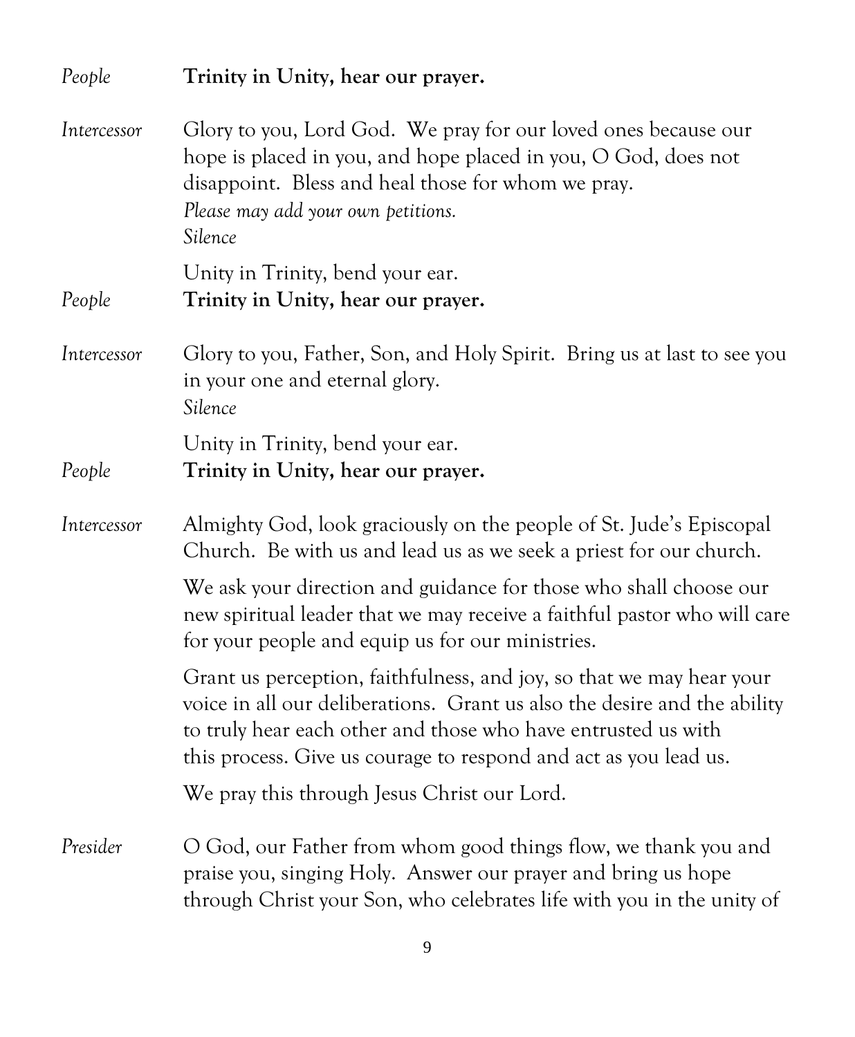*People* **Trinity in Unity, hear our prayer.**

*Intercessor* Glory to you, Lord God. We pray for our loved ones because our hope is placed in you, and hope placed in you, O God, does not disappoint. Bless and heal those for whom we pray.
*Please may add your own petitions.*
*Silence*

Unity in Trinity, bend your ear.

*People* **Trinity in Unity, hear our prayer.**

*Intercessor* Glory to you, Father, Son, and Holy Spirit. Bring us at last to see you in your one and eternal glory.
*Silence*

Unity in Trinity, bend your ear.

*People* **Trinity in Unity, hear our prayer.**

*Intercessor* Almighty God, look graciously on the people of St. Jude's Episcopal Church. Be with us and lead us as we seek a priest for our church.

We ask your direction and guidance for those who shall choose our new spiritual leader that we may receive a faithful pastor who will care for your people and equip us for our ministries.

Grant us perception, faithfulness, and joy, so that we may hear your voice in all our deliberations. Grant us also the desire and the ability to truly hear each other and those who have entrusted us with this process. Give us courage to respond and act as you lead us.

We pray this through Jesus Christ our Lord.

*Presider* O God, our Father from whom good things flow, we thank you and praise you, singing Holy. Answer our prayer and bring us hope through Christ your Son, who celebrates life with you in the unity of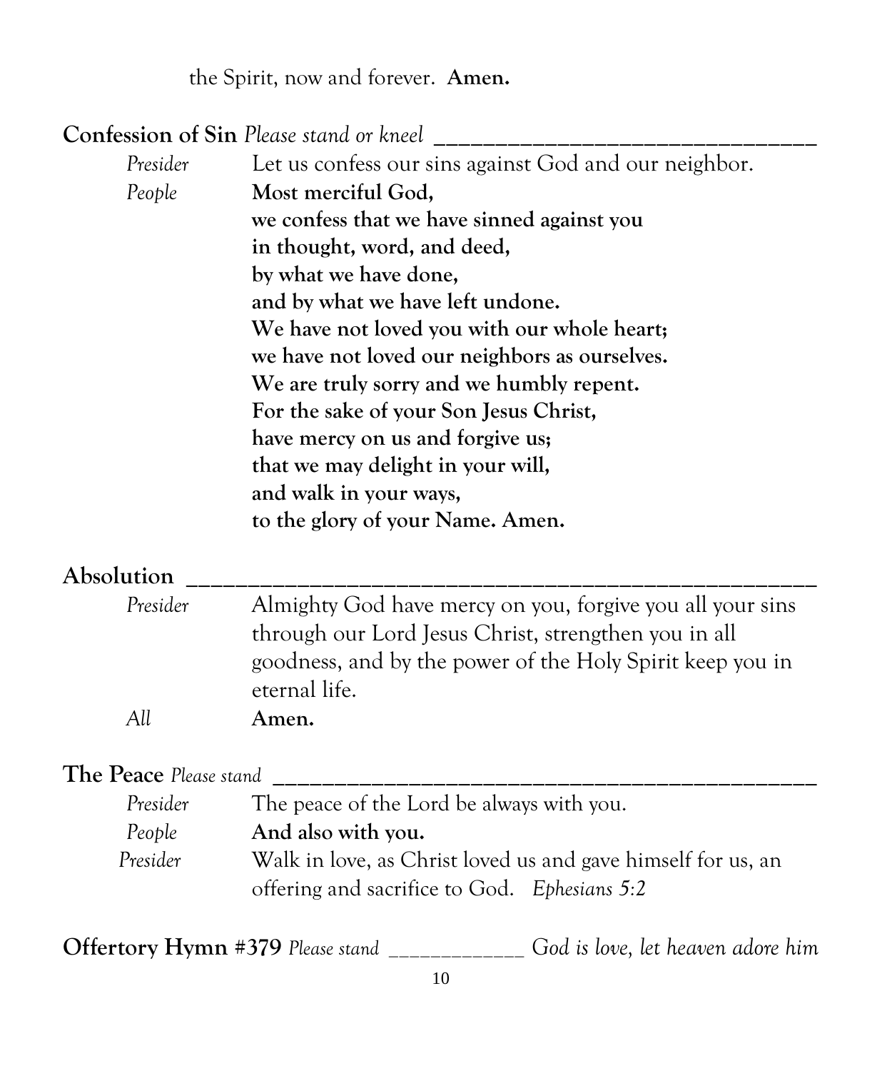the Spirit, now and forever. **Amen.**

**Confession of Sin** *Please stand or kneel*

*Presider* Let us confess our sins against God and our neighbor.

*People* **Most merciful God,**
**we confess that we have sinned against you**
**in thought, word, and deed,**
**by what we have done,**
**and by what we have left undone.**
**We have not loved you with our whole heart;**
**we have not loved our neighbors as ourselves.**
**We are truly sorry and we humbly repent.**
**For the sake of your Son Jesus Christ,**
**have mercy on us and forgive us;**
**that we may delight in your will,**
**and walk in your ways,**
**to the glory of your Name. Amen.**

**Absolution**

*Presider* Almighty God have mercy on you, forgive you all your sins through our Lord Jesus Christ, strengthen you in all goodness, and by the power of the Holy Spirit keep you in eternal life.

*All* **Amen.**

**The Peace** *Please stand*

*Presider* The peace of the Lord be always with you.

*People* **And also with you.**

*Presider* Walk in love, as Christ loved us and gave himself for us, an offering and sacrifice to God. *Ephesians 5:2*

**Offertory Hymn #379** *Please stand* _____________ *God is love, let heaven adore him*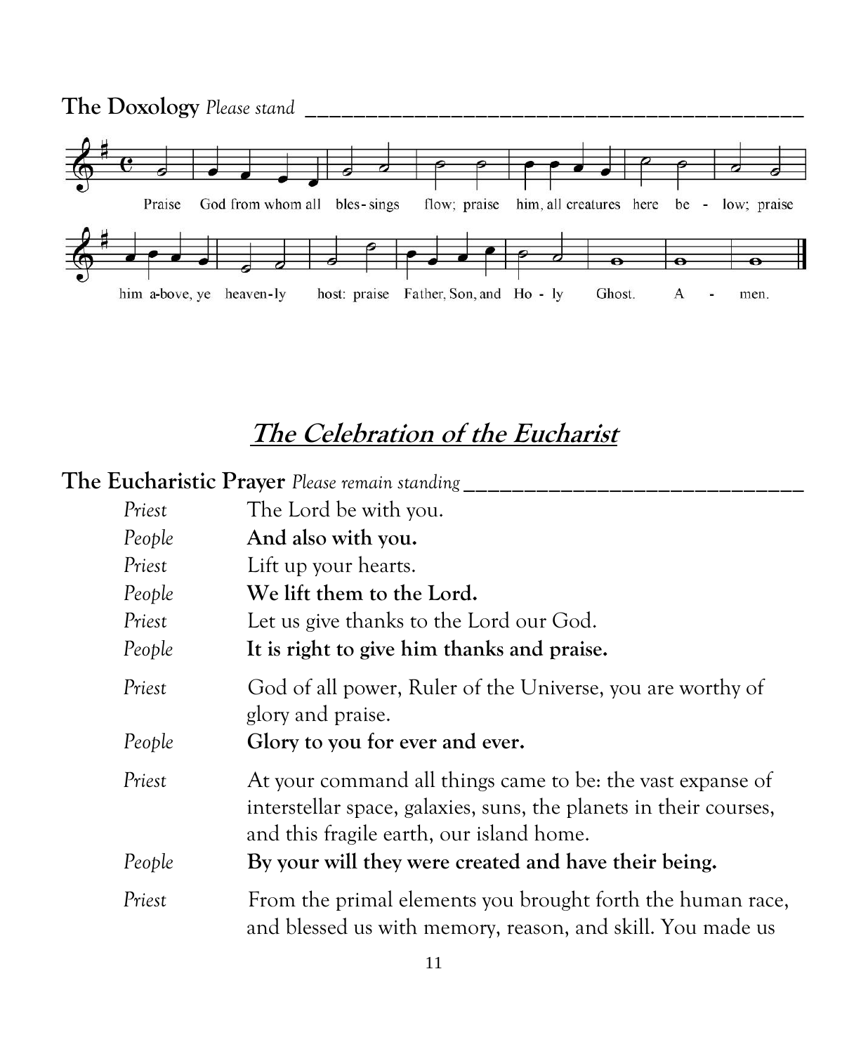**The Doxology** *Please stand*

Praise God from whom all bles-sings flow; praise him, all creatures here be - low; praise him a-bove, ye heaven-ly host: praise Father, Son, and Ho - ly Ghost. A - men.

## *The Celebration of the Eucharist*

**The Eucharistic Prayer** *Please remain standing*

*Priest* The Lord be with you.
*People* **And also with you.**
*Priest* Lift up your hearts.
*People* **We lift them to the Lord.**
*Priest* Let us give thanks to the Lord our God.
*People* **It is right to give him thanks and praise.**

*Priest* God of all power, Ruler of the Universe, you are worthy of glory and praise.
*People* **Glory to you for ever and ever.**

*Priest* At your command all things came to be: the vast expanse of interstellar space, galaxies, suns, the planets in their courses, and this fragile earth, our island home.
*People* **By your will they were created and have their being.**

*Priest* From the primal elements you brought forth the human race, and blessed us with memory, reason, and skill. You made us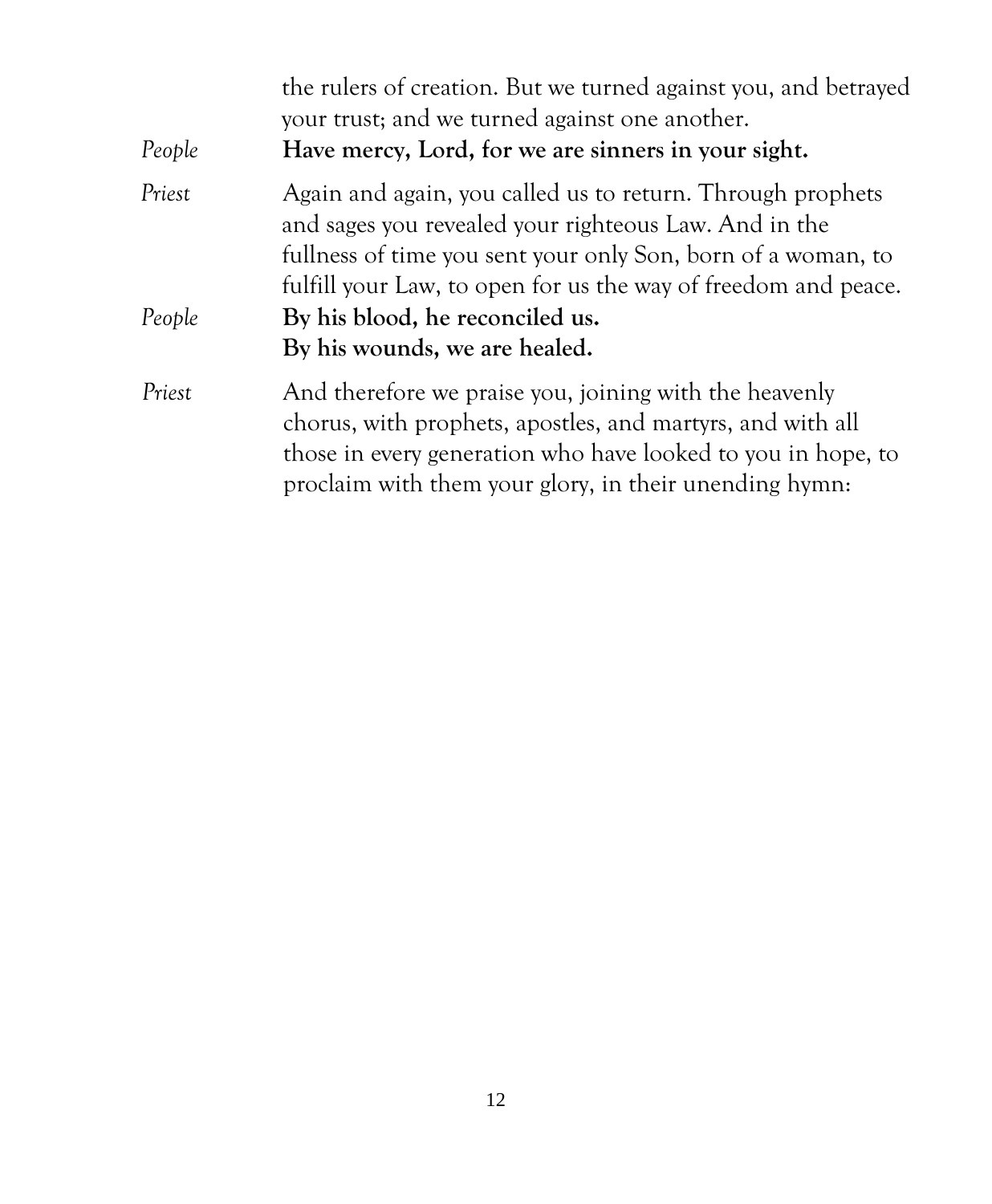the rulers of creation. But we turned against you, and betrayed your trust; and we turned against one another.

*People* **Have mercy, Lord, for we are sinners in your sight.**

*Priest* Again and again, you called us to return. Through prophets and sages you revealed your righteous Law. And in the fullness of time you sent your only Son, born of a woman, to fulfill your Law, to open for us the way of freedom and peace.

*People* **By his blood, he reconciled us.**
**By his wounds, we are healed.**

*Priest* And therefore we praise you, joining with the heavenly chorus, with prophets, apostles, and martyrs, and with all those in every generation who have looked to you in hope, to proclaim with them your glory, in their unending hymn: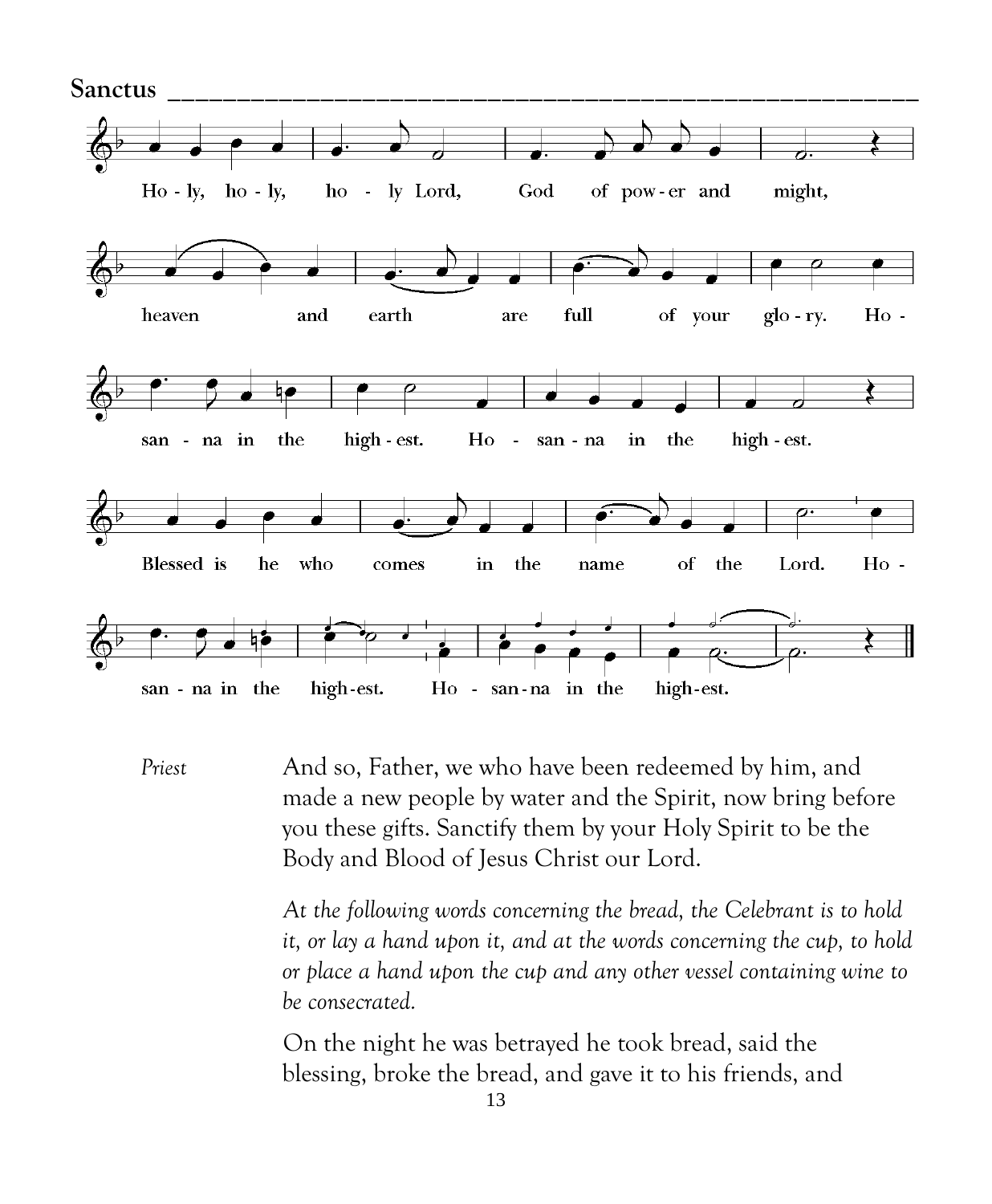## Sanctus

Ho - ly, ho - ly, ho - ly Lord, God of pow - er and might,

heaven and earth are full of your glo - ry. Ho -

san - na in the high - est. Ho - san - na in the high - est.

Blessed is he who comes in the name of the Lord. Ho -

san - na in the high-est. Ho - san-na in the high-est.

*Priest* And so, Father, we who have been redeemed by him, and made a new people by water and the Spirit, now bring before you these gifts. Sanctify them by your Holy Spirit to be the Body and Blood of Jesus Christ our Lord.

*At the following words concerning the bread, the Celebrant is to hold it, or lay a hand upon it, and at the words concerning the cup, to hold or place a hand upon the cup and any other vessel containing wine to be consecrated.*

On the night he was betrayed he took bread, said the blessing, broke the bread, and gave it to his friends, and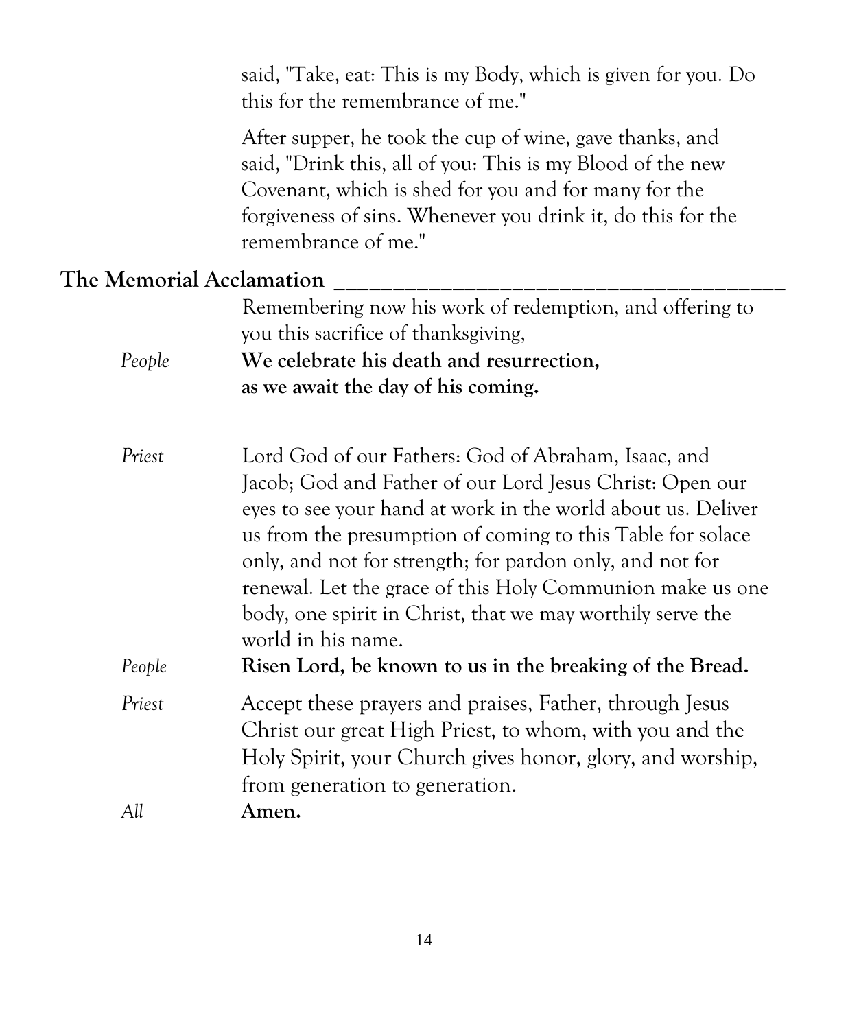said, "Take, eat: This is my Body, which is given for you. Do this for the remembrance of me."

After supper, he took the cup of wine, gave thanks, and said, "Drink this, all of you: This is my Blood of the new Covenant, which is shed for you and for many for the forgiveness of sins. Whenever you drink it, do this for the remembrance of me."

## The Memorial Acclamation

Remembering now his work of redemption, and offering to you this sacrifice of thanksgiving,

*People* **We celebrate his death and resurrection, as we await the day of his coming.**

*Priest* Lord God of our Fathers: God of Abraham, Isaac, and Jacob; God and Father of our Lord Jesus Christ: Open our eyes to see your hand at work in the world about us. Deliver us from the presumption of coming to this Table for solace only, and not for strength; for pardon only, and not for renewal. Let the grace of this Holy Communion make us one body, one spirit in Christ, that we may worthily serve the world in his name.

*People* **Risen Lord, be known to us in the breaking of the Bread.**

*Priest* Accept these prayers and praises, Father, through Jesus Christ our great High Priest, to whom, with you and the Holy Spirit, your Church gives honor, glory, and worship, from generation to generation.

*All* **Amen.**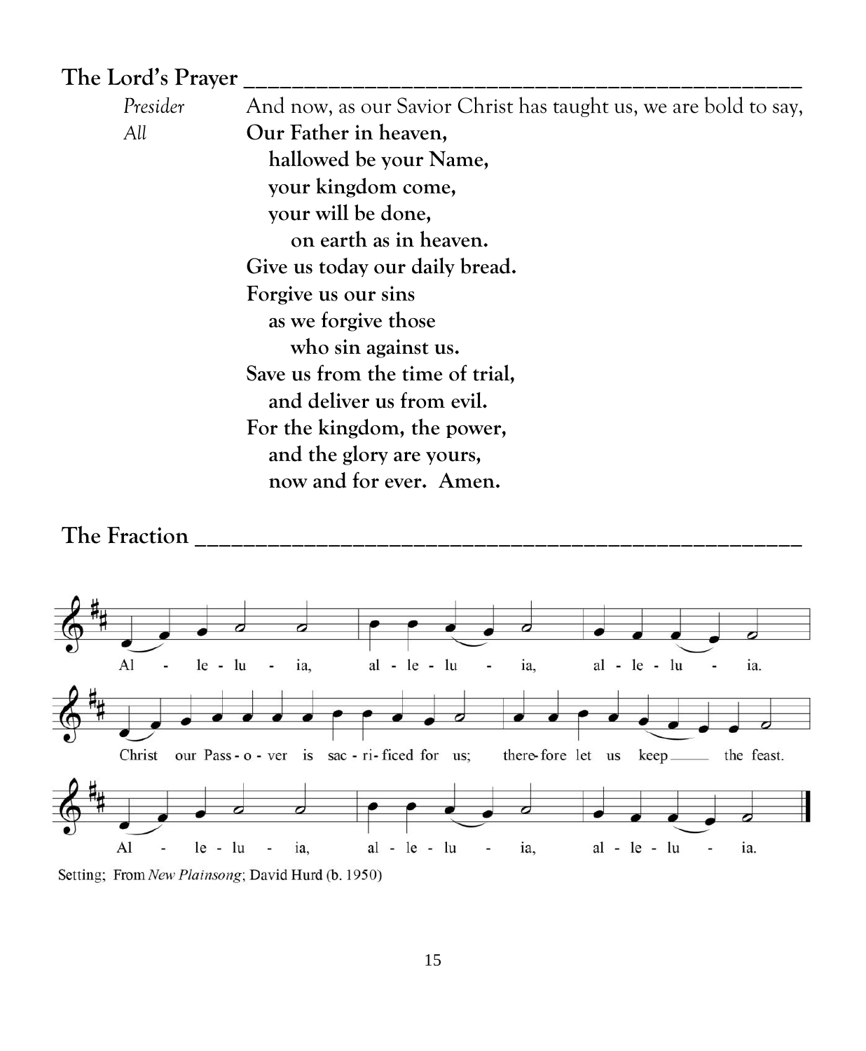## The Lord's Prayer

*Presider* And now, as our Savior Christ has taught us, we are bold to say,

*All* **Our Father in heaven,**
**hallowed be your Name,**
**your kingdom come,**
**your will be done,**
**on earth as in heaven.**
**Give us today our daily bread.**
**Forgive us our sins**
**as we forgive those**
**who sin against us.**
**Save us from the time of trial,**
**and deliver us from evil.**
**For the kingdom, the power,**
**and the glory are yours,**
**now and for ever. Amen.**

## The Fraction

Al - le - lu - ia, al - le - lu - ia, al - le - lu - ia.

Christ our Pass - o - ver is sac - ri - ficed for us; there-fore let us keep ___ the feast.

Al - le - lu - ia, al - le - lu - ia, al - le - lu - ia.

Setting; From *New Plainsong*; David Hurd (b. 1950)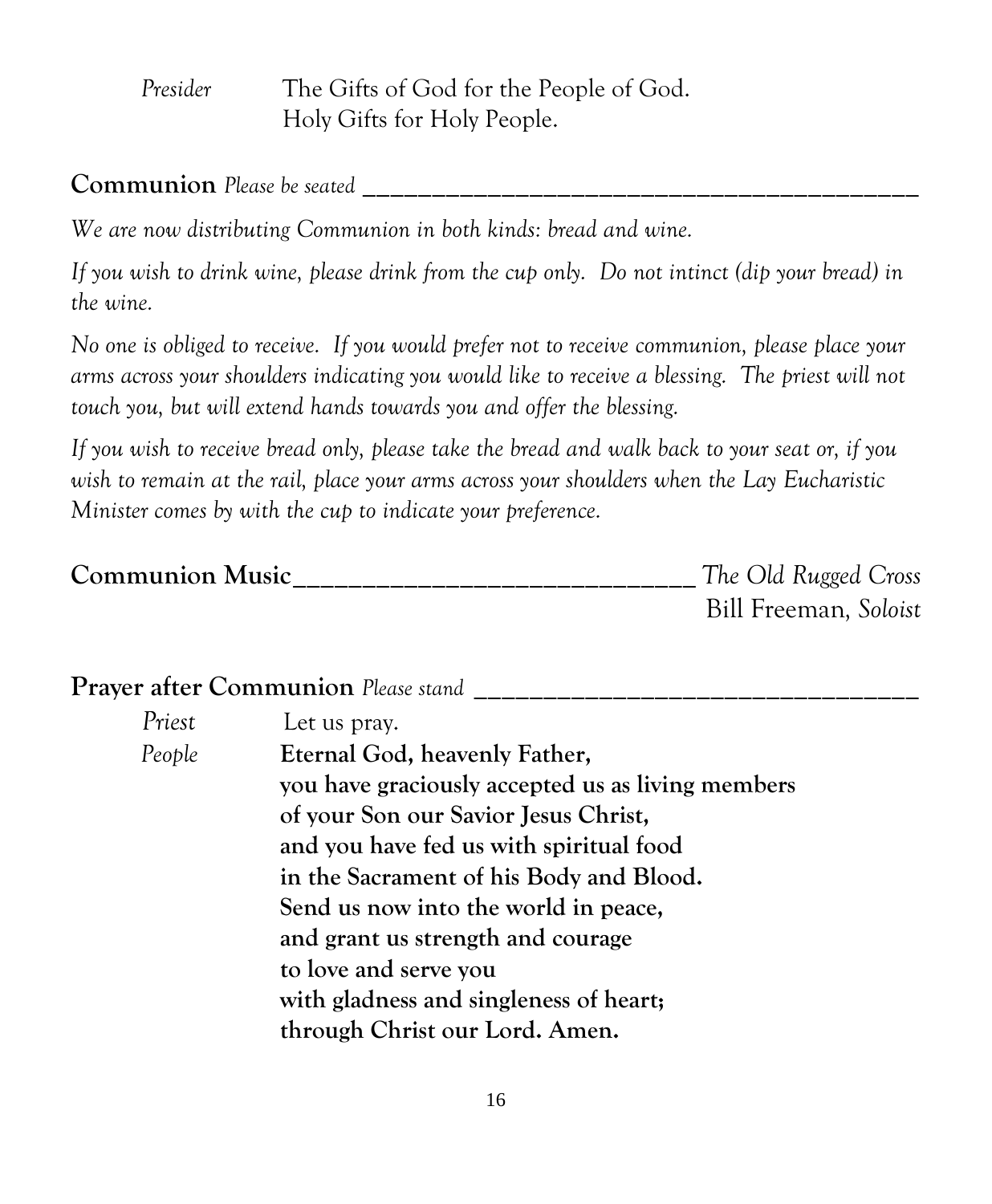*Presider* The Gifts of God for the People of God.
Holy Gifts for Holy People.

**Communion** *Please be seated*

*We are now distributing Communion in both kinds: bread and wine.*

*If you wish to drink wine, please drink from the cup only. Do not intinct (dip your bread) in the wine.*

*No one is obliged to receive. If you would prefer not to receive communion, please place your arms across your shoulders indicating you would like to receive a blessing. The priest will not touch you, but will extend hands towards you and offer the blessing.*

*If you wish to receive bread only, please take the bread and walk back to your seat or, if you wish to remain at the rail, place your arms across your shoulders when the Lay Eucharistic Minister comes by with the cup to indicate your preference.*

**Communion Music** *The Old Rugged Cross*
Bill Freeman, *Soloist*

**Prayer after Communion** *Please stand*

*Priest* Let us pray.

*People* **Eternal God, heavenly Father,**
**you have graciously accepted us as living members**
**of your Son our Savior Jesus Christ,**
**and you have fed us with spiritual food**
**in the Sacrament of his Body and Blood.**
**Send us now into the world in peace,**
**and grant us strength and courage**
**to love and serve you**
**with gladness and singleness of heart;**
**through Christ our Lord. Amen.**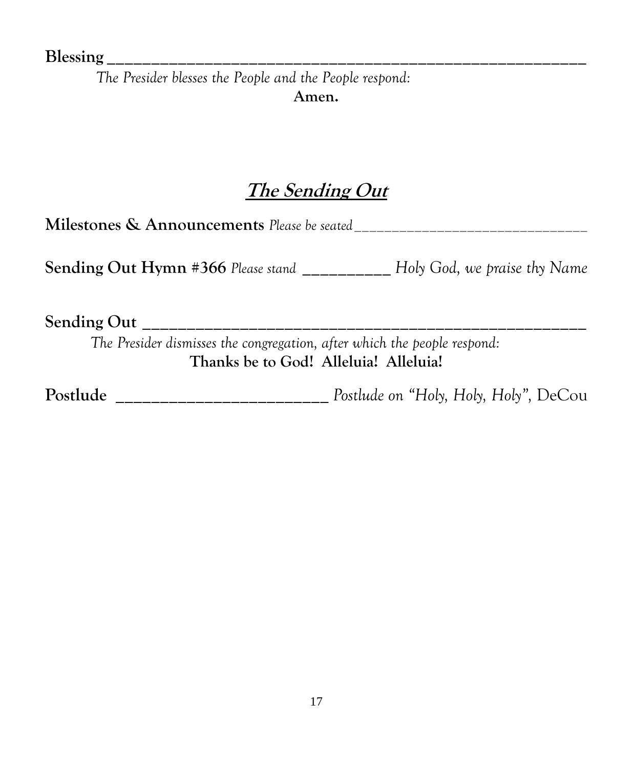**Blessing** ___________________________________________________________

*The Presider blesses the People and the People respond:*

**Amen.**

## ***The Sending Out***

**Milestones & Announcements** *Please be seated* _______________________________

**Sending Out Hymn #366** *Please stand* ___________ *Holy God, we praise thy Name*

**Sending Out** _______________________________________________________

*The Presider dismisses the congregation, after which the people respond:*

**Thanks be to God! Alleluia! Alleluia!**

**Postlude** __________________________ *Postlude on "Holy, Holy, Holy"*, DeCou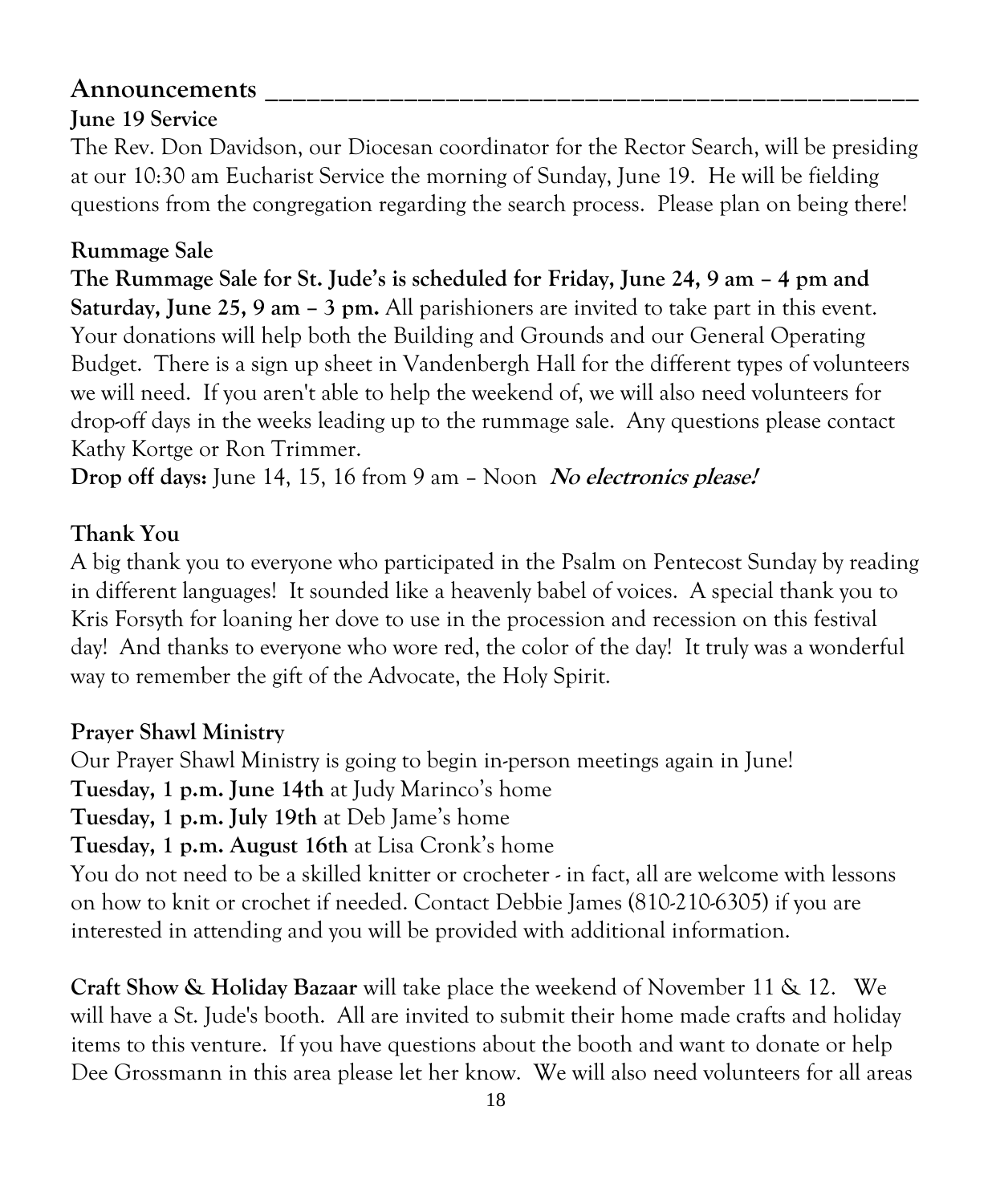## Announcements

### June 19 Service

The Rev. Don Davidson, our Diocesan coordinator for the Rector Search, will be presiding at our 10:30 am Eucharist Service the morning of Sunday, June 19. He will be fielding questions from the congregation regarding the search process. Please plan on being there!

### Rummage Sale

**The Rummage Sale for St. Jude's is scheduled for Friday, June 24, 9 am – 4 pm and Saturday, June 25, 9 am – 3 pm.** All parishioners are invited to take part in this event. Your donations will help both the Building and Grounds and our General Operating Budget. There is a sign up sheet in Vandenbergh Hall for the different types of volunteers we will need. If you aren't able to help the weekend of, we will also need volunteers for drop-off days in the weeks leading up to the rummage sale. Any questions please contact Kathy Kortge or Ron Trimmer.

**Drop off days:** June 14, 15, 16 from 9 am – Noon ***No electronics please!***

### Thank You

A big thank you to everyone who participated in the Psalm on Pentecost Sunday by reading in different languages! It sounded like a heavenly babel of voices. A special thank you to Kris Forsyth for loaning her dove to use in the procession and recession on this festival day! And thanks to everyone who wore red, the color of the day! It truly was a wonderful way to remember the gift of the Advocate, the Holy Spirit.

### Prayer Shawl Ministry

Our Prayer Shawl Ministry is going to begin in-person meetings again in June!

**Tuesday, 1 p.m. June 14th** at Judy Marinco's home

**Tuesday, 1 p.m. July 19th** at Deb Jame's home

**Tuesday, 1 p.m. August 16th** at Lisa Cronk's home

You do not need to be a skilled knitter or crocheter - in fact, all are welcome with lessons on how to knit or crochet if needed. Contact Debbie James (810-210-6305) if you are interested in attending and you will be provided with additional information.

**Craft Show & Holiday Bazaar** will take place the weekend of November 11 & 12. We will have a St. Jude's booth. All are invited to submit their home made crafts and holiday items to this venture. If you have questions about the booth and want to donate or help Dee Grossmann in this area please let her know. We will also need volunteers for all areas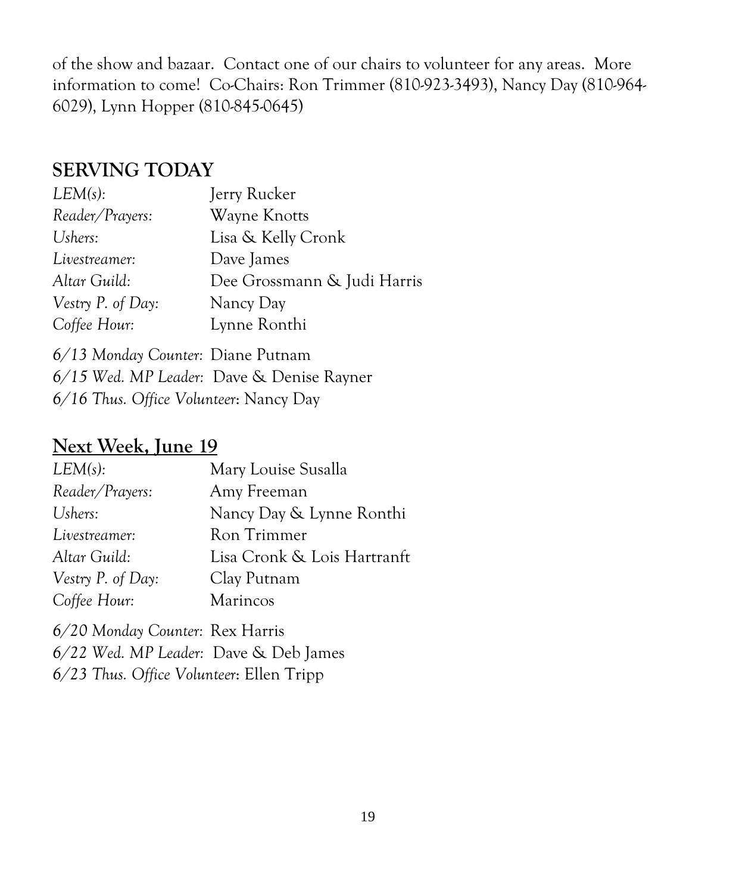of the show and bazaar. Contact one of our chairs to volunteer for any areas. More information to come! Co-Chairs: Ron Trimmer (810-923-3493), Nancy Day (810-964-6029), Lynn Hopper (810-845-0645)

## SERVING TODAY

*LEM(s):* Jerry Rucker
*Reader/Prayers:* Wayne Knotts
*Ushers:* Lisa & Kelly Cronk
*Livestreamer:* Dave James
*Altar Guild:* Dee Grossmann & Judi Harris
*Vestry P. of Day:* Nancy Day
*Coffee Hour:* Lynne Ronthi

*6/13 Monday Counter:* Diane Putnam
*6/15 Wed. MP Leader:* Dave & Denise Rayner
*6/16 Thus. Office Volunteer:* Nancy Day

## Next Week, June 19

*LEM(s):* Mary Louise Susalla
*Reader/Prayers:* Amy Freeman
*Ushers:* Nancy Day & Lynne Ronthi
*Livestreamer:* Ron Trimmer
*Altar Guild:* Lisa Cronk & Lois Hartranft
*Vestry P. of Day:* Clay Putnam
*Coffee Hour:* Marincos

*6/20 Monday Counter:* Rex Harris
*6/22 Wed. MP Leader:* Dave & Deb James
*6/23 Thus. Office Volunteer:* Ellen Tripp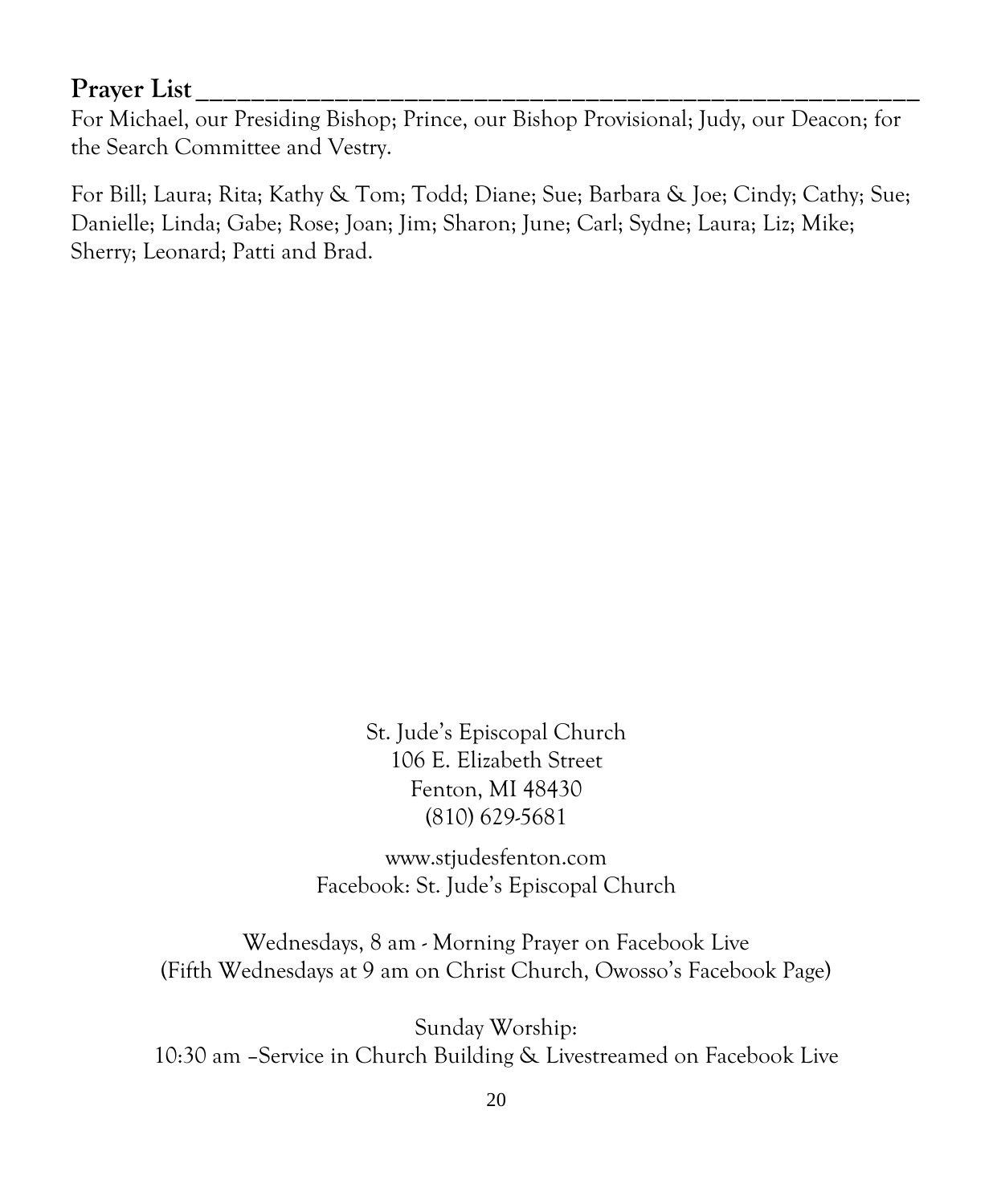## Prayer List

For Michael, our Presiding Bishop; Prince, our Bishop Provisional; Judy, our Deacon; for the Search Committee and Vestry.

For Bill; Laura; Rita; Kathy & Tom; Todd; Diane; Sue; Barbara & Joe; Cindy; Cathy; Sue; Danielle; Linda; Gabe; Rose; Joan; Jim; Sharon; June; Carl; Sydne; Laura; Liz; Mike; Sherry; Leonard; Patti and Brad.

St. Jude's Episcopal Church
106 E. Elizabeth Street
Fenton, MI 48430
(810) 629-5681

www.stjudesfenton.com
Facebook: St. Jude's Episcopal Church

Wednesdays, 8 am - Morning Prayer on Facebook Live
(Fifth Wednesdays at 9 am on Christ Church, Owosso's Facebook Page)

Sunday Worship:
10:30 am –Service in Church Building & Livestreamed on Facebook Live